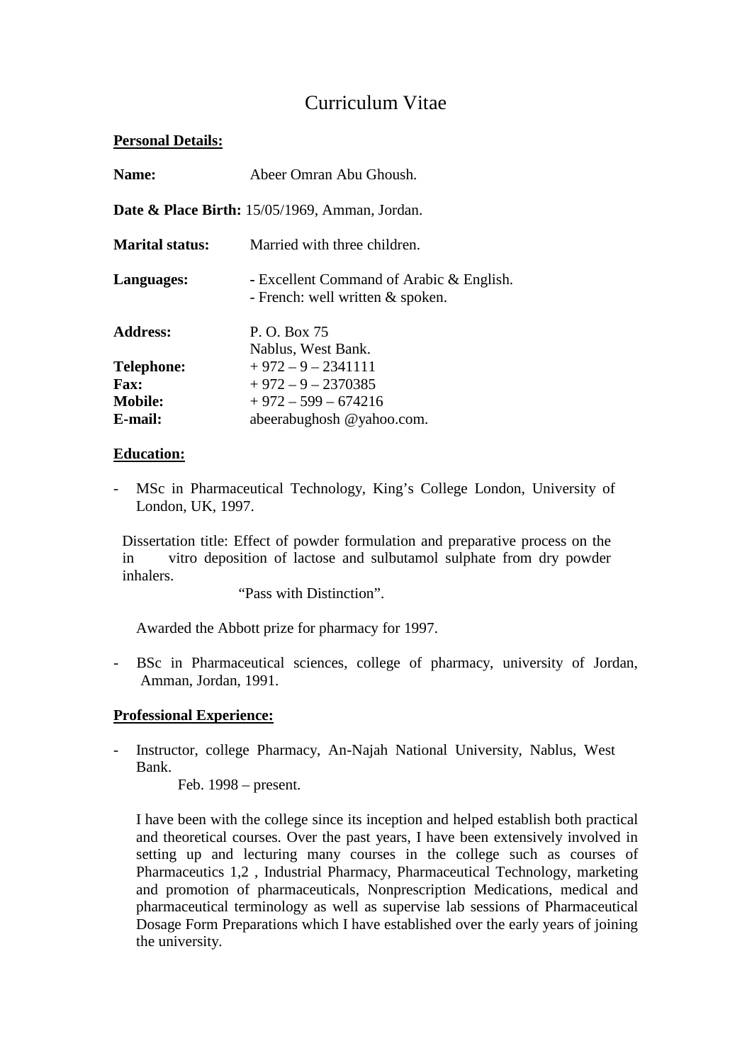# Curriculum Vitae

**Personal Details:**

**Name:** Abeer Omran Abu Ghoush.

**Date & Place Birth:** 15/05/1969, Amman, Jordan.

**Marital status:** Married with three children.

**Languages:**
- Excellent Command of Arabic & English.
- French: well written & spoken.

**Address:** P. O. Box 75
Nablus, West Bank.

**Telephone:** + 972 – 9 – 2341111
**Fax:** + 972 – 9 – 2370385
**Mobile:** + 972 – 599 – 674216
**E-mail:** abeerabughosh @yahoo.com.

**Education:**

- MSc in Pharmaceutical Technology, King's College London, University of London, UK, 1997.

  Dissertation title: Effect of powder formulation and preparative process on the in vitro deposition of lactose and sulbutamol sulphate from dry powder inhalers.

  "Pass with Distinction".

  Awarded the Abbott prize for pharmacy for 1997.

- BSc in Pharmaceutical sciences, college of pharmacy, university of Jordan, Amman, Jordan, 1991.

**Professional Experience:**

- Instructor, college Pharmacy, An-Najah National University, Nablus, West Bank.
  Feb. 1998 – present.

  I have been with the college since its inception and helped establish both practical and theoretical courses. Over the past years, I have been extensively involved in setting up and lecturing many courses in the college such as courses of Pharmaceutics 1,2 , Industrial Pharmacy, Pharmaceutical Technology, marketing and promotion of pharmaceuticals, Nonprescription Medications, medical and pharmaceutical terminology as well as supervise lab sessions of Pharmaceutical Dosage Form Preparations which I have established over the early years of joining the university.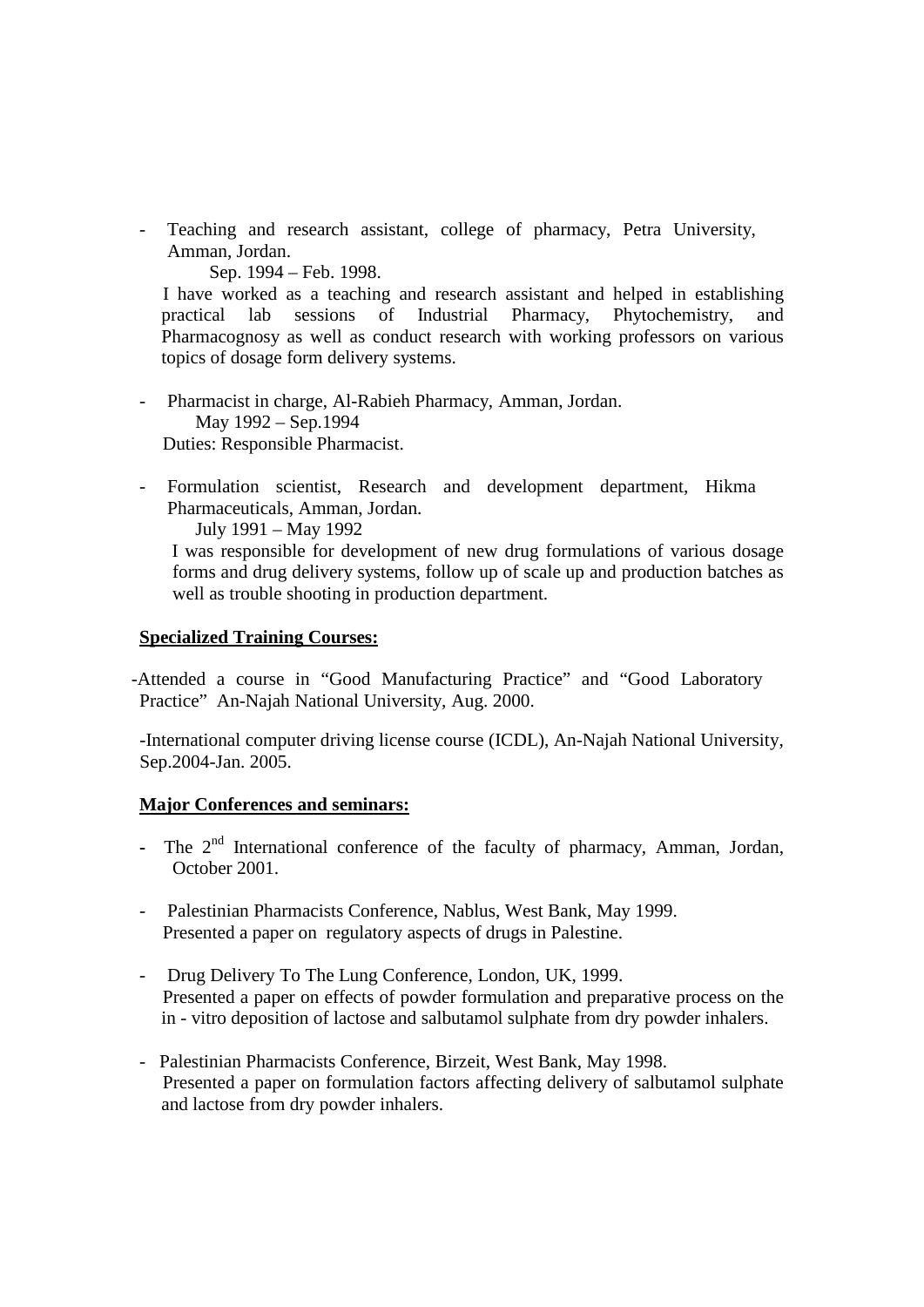- Teaching and research assistant, college of pharmacy, Petra University, Amman, Jordan.

  Sep. 1994 – Feb. 1998.

  I have worked as a teaching and research assistant and helped in establishing practical lab sessions of Industrial Pharmacy, Phytochemistry, and Pharmacognosy as well as conduct research with working professors on various topics of dosage form delivery systems.

- Pharmacist in charge, Al-Rabieh Pharmacy, Amman, Jordan.

  May 1992 – Sep.1994

  Duties: Responsible Pharmacist.

- Formulation scientist, Research and development department, Hikma Pharmaceuticals, Amman, Jordan.

  July 1991 – May 1992

  I was responsible for development of new drug formulations of various dosage forms and drug delivery systems, follow up of scale up and production batches as well as trouble shooting in production department.

**Specialized Training Courses:**

-Attended a course in "Good Manufacturing Practice" and "Good Laboratory Practice" An-Najah National University, Aug. 2000.

-International computer driving license course (ICDL), An-Najah National University, Sep.2004-Jan. 2005.

**Major Conferences and seminars:**

- The 2nd International conference of the faculty of pharmacy, Amman, Jordan, October 2001.

- Palestinian Pharmacists Conference, Nablus, West Bank, May 1999.

  Presented a paper on regulatory aspects of drugs in Palestine.

- Drug Delivery To The Lung Conference, London, UK, 1999.

  Presented a paper on effects of powder formulation and preparative process on the in - vitro deposition of lactose and salbutamol sulphate from dry powder inhalers.

- Palestinian Pharmacists Conference, Birzeit, West Bank, May 1998.

  Presented a paper on formulation factors affecting delivery of salbutamol sulphate and lactose from dry powder inhalers.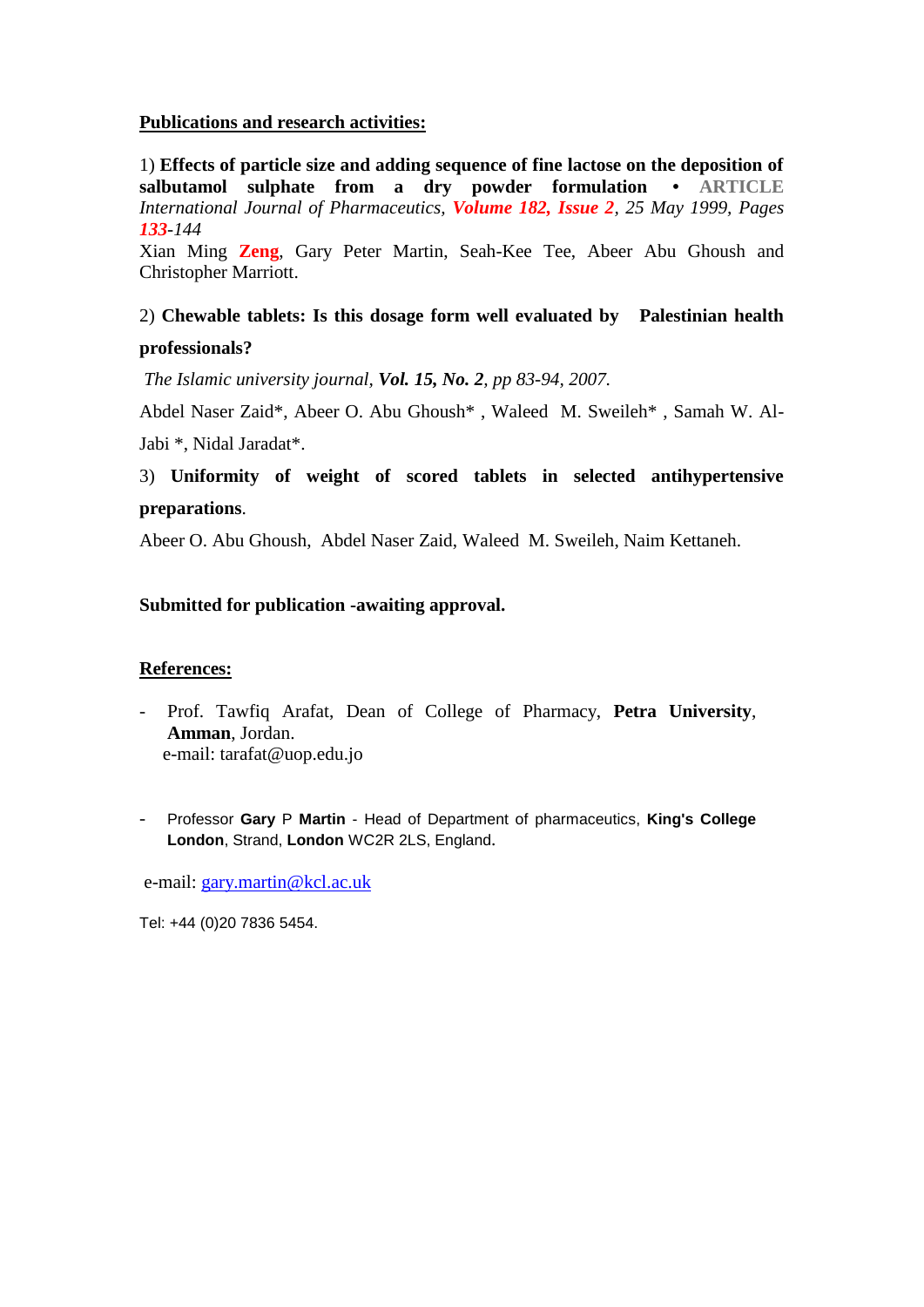**Publications and research activities:**

1) **Effects of particle size and adding sequence of fine lactose on the deposition of salbutamol sulphate from a dry powder formulation** • **ARTICLE**
*International Journal of Pharmaceutics*, ***Volume 182, Issue 2***, *25 May 1999, Pages* ***133****-144*
Xian Ming **Zeng**, Gary Peter Martin, Seah-Kee Tee, Abeer Abu Ghoush and Christopher Marriott.

2) **Chewable tablets: Is this dosage form well evaluated by Palestinian health professionals?**

*The Islamic university journal,* ***Vol. 15, No. 2****, pp 83-94, 2007.*

Abdel Naser Zaid*, Abeer O. Abu Ghoush* , Waleed M. Sweileh* , Samah W. Al-Jabi *, Nidal Jaradat*.

3) **Uniformity of weight of scored tablets in selected antihypertensive preparations**.

Abeer O. Abu Ghoush, Abdel Naser Zaid, Waleed M. Sweileh, Naim Kettaneh.

**Submitted for publication -awaiting approval.**

**References:**

- Prof. Tawfiq Arafat, Dean of College of Pharmacy, **Petra University**, **Amman**, Jordan.
  e-mail: tarafat@uop.edu.jo

- Professor **Gary** P **Martin** - Head of Department of pharmaceutics, **King's College London**, Strand, **London** WC2R 2LS, England.

e-mail: gary.martin@kcl.ac.uk

Tel: +44 (0)20 7836 5454.